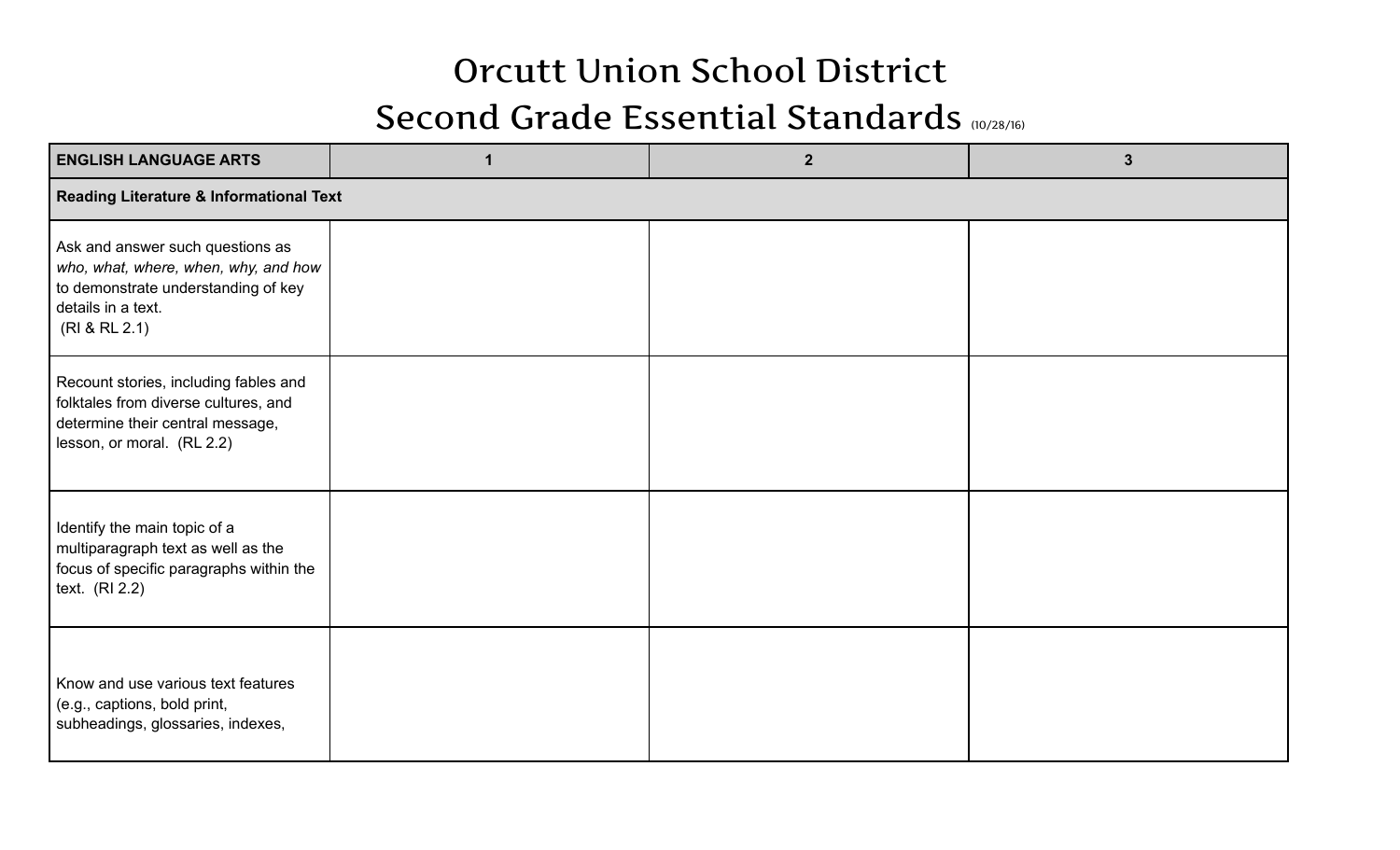# Orcutt Union School District

## Second Grade Essential Standards (10/28/16)

| ENGLISH LANGUAGE ARTS | 1 | 2 | 3 |
|---|---|---|---|
| **Reading Literature & Informational Text** | | | |
| Ask and answer such questions as *who, what, where, when, why, and how* to demonstrate understanding of key details in a text. (RI & RL 2.1) | | | |
| Recount stories, including fables and folktales from diverse cultures, and determine their central message, lesson, or moral. (RL 2.2) | | | |
| Identify the main topic of a multiparagraph text as well as the focus of specific paragraphs within the text. (RI 2.2) | | | |
| Know and use various text features (e.g., captions, bold print, subheadings, glossaries, indexes, | | | |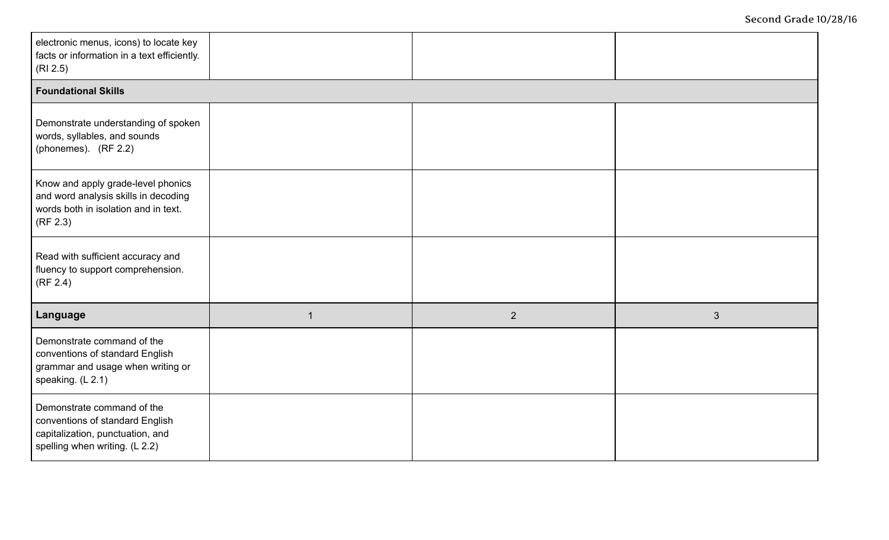| | | | |
|---|---|---|---|
| electronic menus, icons) to locate key facts or information in a text efficiently. (RI 2.5) | | | |
| **Foundational Skills** | | | |
| Demonstrate understanding of spoken words, syllables, and sounds (phonemes). (RF 2.2) | | | |
| Know and apply grade-level phonics and word analysis skills in decoding words both in isolation and in text. (RF 2.3) | | | |
| Read with sufficient accuracy and fluency to support comprehension. (RF 2.4) | | | |
| **Language** | 1 | 2 | 3 |
| Demonstrate command of the conventions of standard English grammar and usage when writing or speaking. (L 2.1) | | | |
| Demonstrate command of the conventions of standard English capitalization, punctuation, and spelling when writing. (L 2.2) | | | |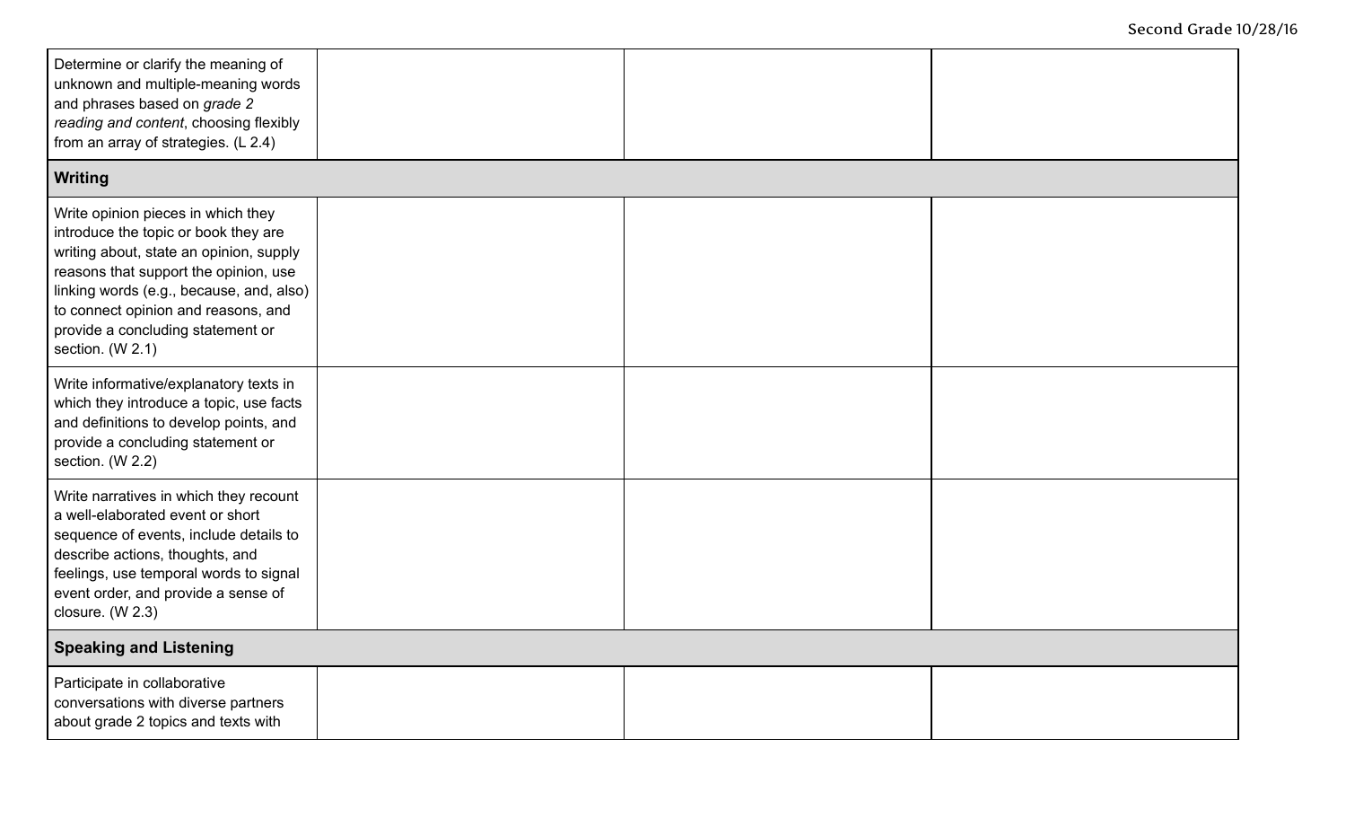| | | | |
|---|---|---|---|
| Determine or clarify the meaning of unknown and multiple-meaning words and phrases based on *grade 2 reading and content*, choosing flexibly from an array of strategies. (L 2.4) | | | |
| **Writing** | | | |
| Write opinion pieces in which they introduce the topic or book they are writing about, state an opinion, supply reasons that support the opinion, use linking words (e.g., because, and, also) to connect opinion and reasons, and provide a concluding statement or section. (W 2.1) | | | |
| Write informative/explanatory texts in which they introduce a topic, use facts and definitions to develop points, and provide a concluding statement or section. (W 2.2) | | | |
| Write narratives in which they recount a well-elaborated event or short sequence of events, include details to describe actions, thoughts, and feelings, use temporal words to signal event order, and provide a sense of closure. (W 2.3) | | | |
| **Speaking and Listening** | | | |
| Participate in collaborative conversations with diverse partners about grade 2 topics and texts with | | | |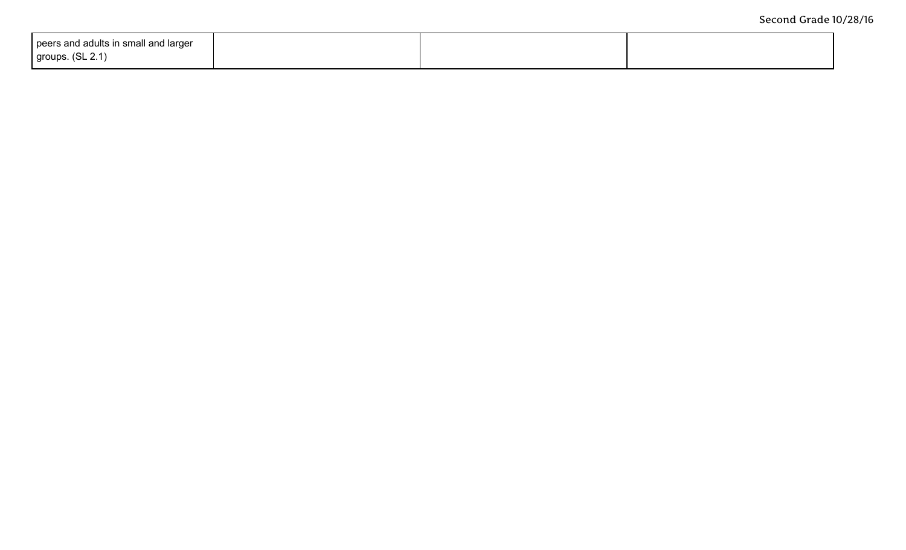| | | | |
|---|---|---|---|
| peers and adults in small and larger groups. (SL 2.1) | | | |